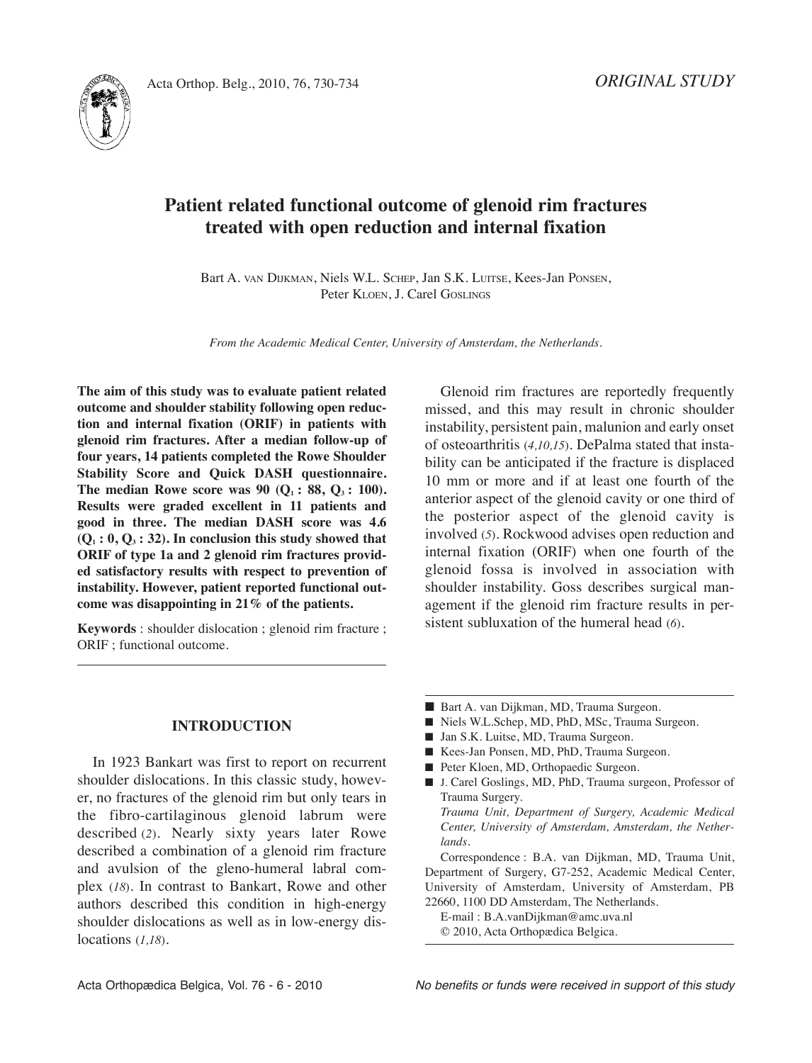ORIGINAL STUDY

# Patient related functional outcome of glenoid rim fractures treated with open reduction and internal fixation

Bart A. VAN DIJKMAN, Niels W.L. SCHEP, Jan S.K. LUITSE, Kees-Jan PONSEN, Peter KLOEN, J. Carel GOSLINGS

*From the Academic Medical Center, University of Amsterdam, the Netherlands.*

**The aim of this study was to evaluate patient related outcome and shoulder stability following open reduction and internal fixation (ORIF) in patients with glenoid rim fractures. After a median follow-up of four years, 14 patients completed the Rowe Shoulder Stability Score and Quick DASH questionnaire. The median Rowe score was 90 ($Q_1$ : 88, $Q_3$ : 100). Results were graded excellent in 11 patients and good in three. The median DASH score was 4.6 ($Q_1$ : 0, $Q_3$ : 32). In conclusion this study showed that ORIF of type 1a and 2 glenoid rim fractures provided satisfactory results with respect to prevention of instability. However, patient reported functional outcome was disappointing in 21% of the patients.**

**Keywords** : shoulder dislocation ; glenoid rim fracture ; ORIF ; functional outcome.

## INTRODUCTION

In 1923 Bankart was first to report on recurrent shoulder dislocations. In this classic study, however, no fractures of the glenoid rim but only tears in the fibro-cartilaginous glenoid labrum were described (*2*). Nearly sixty years later Rowe described a combination of a glenoid rim fracture and avulsion of the gleno-humeral labral complex (*18*). In contrast to Bankart, Rowe and other authors described this condition in high-energy shoulder dislocations as well as in low-energy dislocations (*1,18*).

Glenoid rim fractures are reportedly frequently missed, and this may result in chronic shoulder instability, persistent pain, malunion and early onset of osteoarthritis (*4,10,15*). DePalma stated that instability can be anticipated if the fracture is displaced 10 mm or more and if at least one fourth of the anterior aspect of the glenoid cavity or one third of the posterior aspect of the glenoid cavity is involved (*5*). Rockwood advises open reduction and internal fixation (ORIF) when one fourth of the glenoid fossa is involved in association with shoulder instability. Goss describes surgical management if the glenoid rim fracture results in persistent subluxation of the humeral head (*6*).

- Bart A. van Dijkman, MD, Trauma Surgeon.
- Niels W.L.Schep, MD, PhD, MSc, Trauma Surgeon.
- Jan S.K. Luitse, MD, Trauma Surgeon.
- Kees-Jan Ponsen, MD, PhD, Trauma Surgeon.
- Peter Kloen, MD, Orthopaedic Surgeon.
- J. Carel Goslings, MD, PhD, Trauma surgeon, Professor of Trauma Surgery.

*Trauma Unit, Department of Surgery, Academic Medical Center, University of Amsterdam, Amsterdam, the Netherlands.*

Correspondence : B.A. van Dijkman, MD, Trauma Unit, Department of Surgery, G7-252, Academic Medical Center, University of Amsterdam, University of Amsterdam, PB 22660, 1100 DD Amsterdam, The Netherlands.

E-mail : B.A.vanDijkman@amc.uva.nl

© 2010, Acta Orthopædica Belgica.

*No benefits or funds were received in support of this study*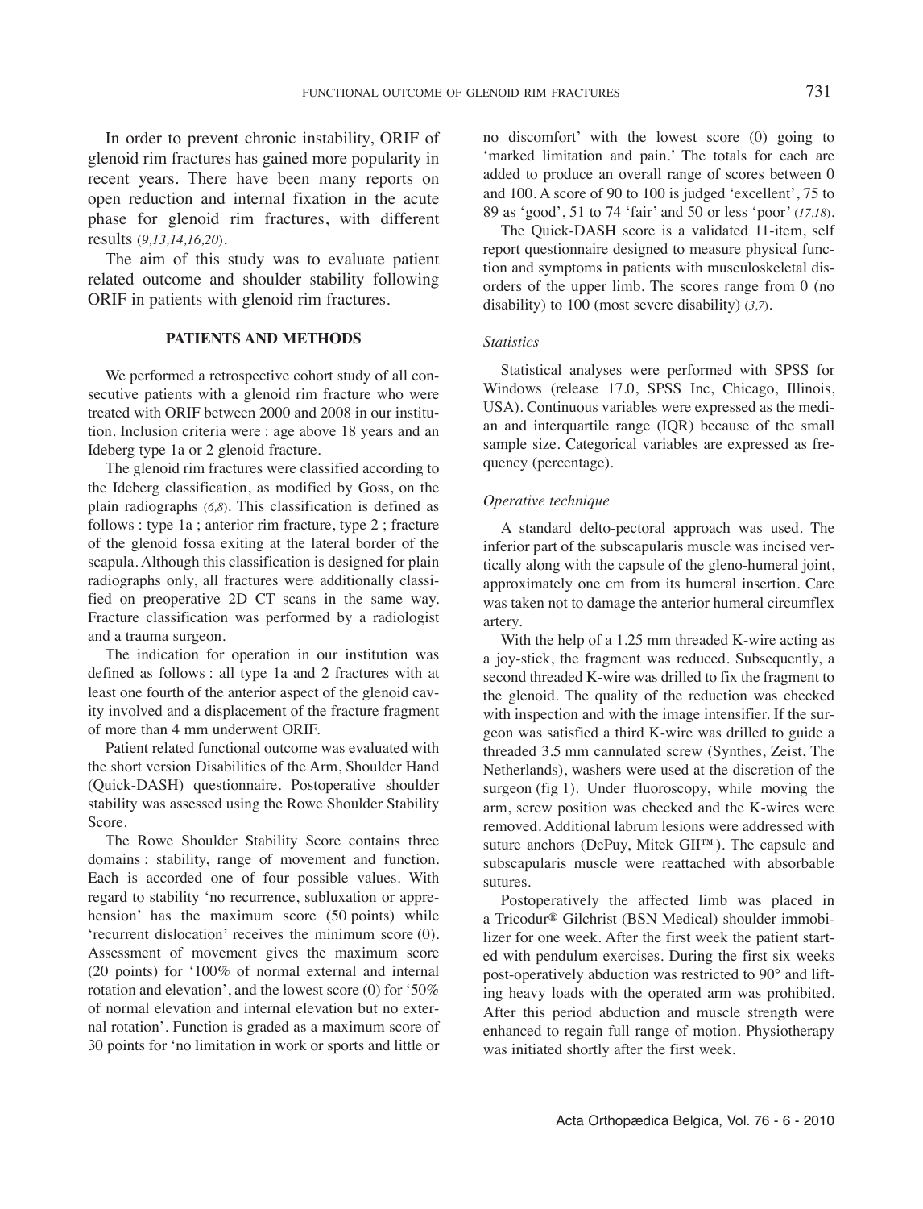In order to prevent chronic instability, ORIF of glenoid rim fractures has gained more popularity in recent years. There have been many reports on open reduction and internal fixation in the acute phase for glenoid rim fractures, with different results (*9,13,14,16,20*).

The aim of this study was to evaluate patient related outcome and shoulder stability following ORIF in patients with glenoid rim fractures.

## PATIENTS AND METHODS

We performed a retrospective cohort study of all consecutive patients with a glenoid rim fracture who were treated with ORIF between 2000 and 2008 in our institution. Inclusion criteria were : age above 18 years and an Ideberg type 1a or 2 glenoid fracture.

The glenoid rim fractures were classified according to the Ideberg classification, as modified by Goss, on the plain radiographs (*6,8*). This classification is defined as follows : type 1a ; anterior rim fracture, type 2 ; fracture of the glenoid fossa exiting at the lateral border of the scapula. Although this classification is designed for plain radiographs only, all fractures were additionally classified on preoperative 2D CT scans in the same way. Fracture classification was performed by a radiologist and a trauma surgeon.

The indication for operation in our institution was defined as follows : all type 1a and 2 fractures with at least one fourth of the anterior aspect of the glenoid cavity involved and a displacement of the fracture fragment of more than 4 mm underwent ORIF.

Patient related functional outcome was evaluated with the short version Disabilities of the Arm, Shoulder Hand (Quick-DASH) questionnaire. Postoperative shoulder stability was assessed using the Rowe Shoulder Stability Score.

The Rowe Shoulder Stability Score contains three domains : stability, range of movement and function. Each is accorded one of four possible values. With regard to stability 'no recurrence, subluxation or apprehension' has the maximum score (50 points) while 'recurrent dislocation' receives the minimum score (0). Assessment of movement gives the maximum score (20 points) for '100% of normal external and internal rotation and elevation', and the lowest score (0) for '50% of normal elevation and internal elevation but no external rotation'. Function is graded as a maximum score of 30 points for 'no limitation in work or sports and little or no discomfort' with the lowest score (0) going to 'marked limitation and pain.' The totals for each are added to produce an overall range of scores between 0 and 100. A score of 90 to 100 is judged 'excellent', 75 to 89 as 'good', 51 to 74 'fair' and 50 or less 'poor' (*17,18*).

The Quick-DASH score is a validated 11-item, self report questionnaire designed to measure physical function and symptoms in patients with musculoskeletal disorders of the upper limb. The scores range from 0 (no disability) to 100 (most severe disability) (*3,7*).

### *Statistics*

Statistical analyses were performed with SPSS for Windows (release 17.0, SPSS Inc, Chicago, Illinois, USA). Continuous variables were expressed as the median and interquartile range (IQR) because of the small sample size. Categorical variables are expressed as frequency (percentage).

### *Operative technique*

A standard delto-pectoral approach was used. The inferior part of the subscapularis muscle was incised vertically along with the capsule of the gleno-humeral joint, approximately one cm from its humeral insertion. Care was taken not to damage the anterior humeral circumflex artery.

With the help of a 1.25 mm threaded K-wire acting as a joy-stick, the fragment was reduced. Subsequently, a second threaded K-wire was drilled to fix the fragment to the glenoid. The quality of the reduction was checked with inspection and with the image intensifier. If the surgeon was satisfied a third K-wire was drilled to guide a threaded 3.5 mm cannulated screw (Synthes, Zeist, The Netherlands), washers were used at the discretion of the surgeon (fig 1). Under fluoroscopy, while moving the arm, screw position was checked and the K-wires were removed. Additional labrum lesions were addressed with suture anchors (DePuy, Mitek GII™). The capsule and subscapularis muscle were reattached with absorbable sutures.

Postoperatively the affected limb was placed in a Tricodur® Gilchrist (BSN Medical) shoulder immobilizer for one week. After the first week the patient started with pendulum exercises. During the first six weeks post-operatively abduction was restricted to 90° and lifting heavy loads with the operated arm was prohibited. After this period abduction and muscle strength were enhanced to regain full range of motion. Physiotherapy was initiated shortly after the first week.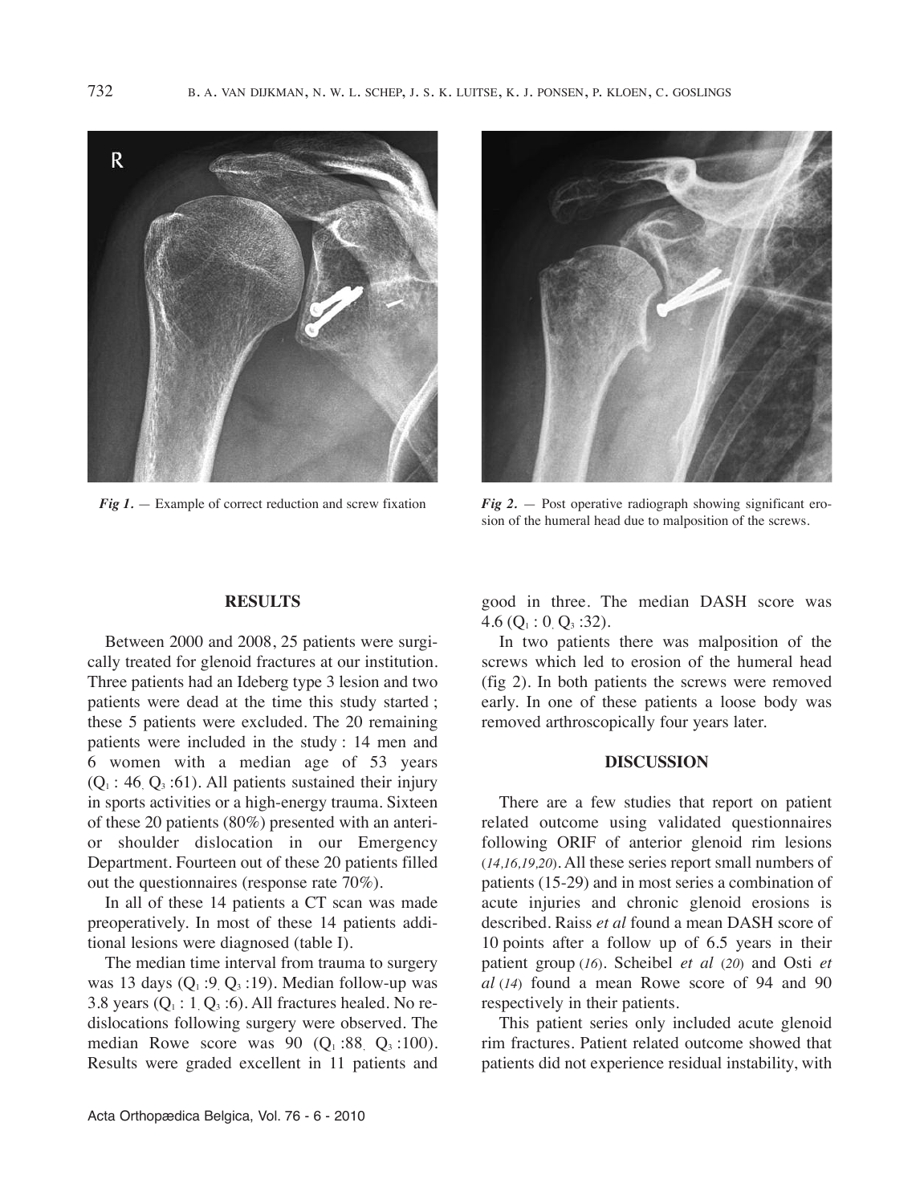*Fig 1.* — Example of correct reduction and screw fixation

*Fig 2.* — Post operative radiograph showing significant erosion of the humeral head due to malposition of the screws.

## RESULTS

Between 2000 and 2008, 25 patients were surgically treated for glenoid fractures at our institution. Three patients had an Ideberg type 3 lesion and two patients were dead at the time this study started ; these 5 patients were excluded. The 20 remaining patients were included in the study : 14 men and 6 women with a median age of 53 years ($Q_1$ : 46, $Q_3$ :61). All patients sustained their injury in sports activities or a high-energy trauma. Sixteen of these 20 patients (80%) presented with an anterior shoulder dislocation in our Emergency Department. Fourteen out of these 20 patients filled out the questionnaires (response rate 70%).

In all of these 14 patients a CT scan was made preoperatively. In most of these 14 patients additional lesions were diagnosed (table I).

The median time interval from trauma to surgery was 13 days ($Q_1$ :9, $Q_3$ :19). Median follow-up was 3.8 years ($Q_1$ : 1, $Q_3$ :6). All fractures healed. No re-dislocations following surgery were observed. The median Rowe score was 90 ($Q_1$ :88, $Q_3$ :100). Results were graded excellent in 11 patients and good in three. The median DASH score was 4.6 ($Q_1$ : 0, $Q_3$ :32).

In two patients there was malposition of the screws which led to erosion of the humeral head (fig 2). In both patients the screws were removed early. In one of these patients a loose body was removed arthroscopically four years later.

## DISCUSSION

There are a few studies that report on patient related outcome using validated questionnaires following ORIF of anterior glenoid rim lesions (*14,16,19,20*). All these series report small numbers of patients (15-29) and in most series a combination of acute injuries and chronic glenoid erosions is described. Raiss *et al* found a mean DASH score of 10 points after a follow up of 6.5 years in their patient group (*16*). Scheibel *et al* (*20*) and Osti *et al* (*14*) found a mean Rowe score of 94 and 90 respectively in their patients.

This patient series only included acute glenoid rim fractures. Patient related outcome showed that patients did not experience residual instability, with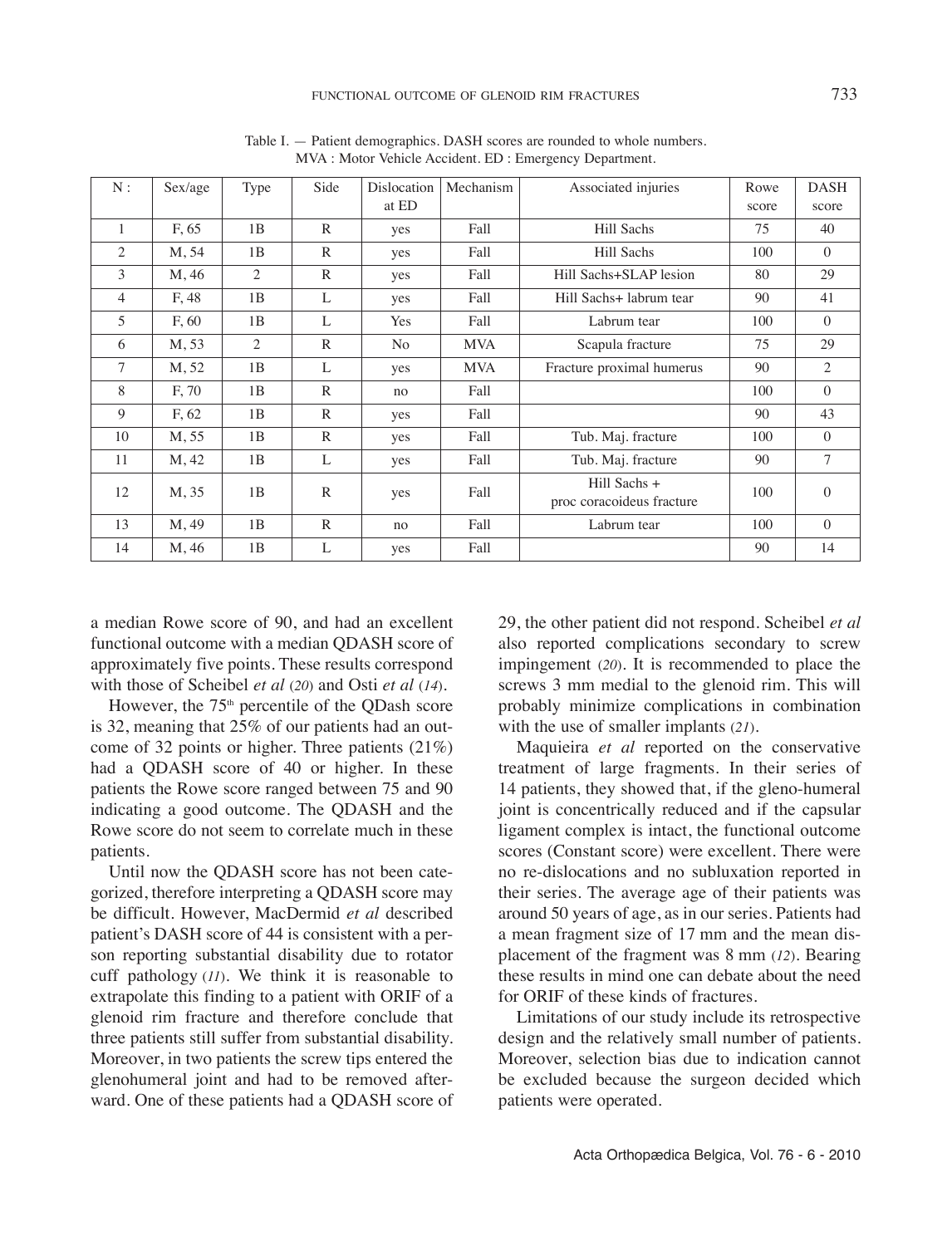Table I. — Patient demographics. DASH scores are rounded to whole numbers. MVA : Motor Vehicle Accident. ED : Emergency Department.

| N : | Sex/age | Type | Side | Dislocation at ED | Mechanism | Associated injuries | Rowe score | DASH score |
|---|---|---|---|---|---|---|---|---|
| 1 | F, 65 | 1B | R | yes | Fall | Hill Sachs | 75 | 40 |
| 2 | M, 54 | 1B | R | yes | Fall | Hill Sachs | 100 | 0 |
| 3 | M, 46 | 2 | R | yes | Fall | Hill Sachs+SLAP lesion | 80 | 29 |
| 4 | F, 48 | 1B | L | yes | Fall | Hill Sachs+ labrum tear | 90 | 41 |
| 5 | F, 60 | 1B | L | Yes | Fall | Labrum tear | 100 | 0 |
| 6 | M, 53 | 2 | R | No | MVA | Scapula fracture | 75 | 29 |
| 7 | M, 52 | 1B | L | yes | MVA | Fracture proximal humerus | 90 | 2 |
| 8 | F, 70 | 1B | R | no | Fall | | 100 | 0 |
| 9 | F, 62 | 1B | R | yes | Fall | | 90 | 43 |
| 10 | M, 55 | 1B | R | yes | Fall | Tub. Maj. fracture | 100 | 0 |
| 11 | M, 42 | 1B | L | yes | Fall | Tub. Maj. fracture | 90 | 7 |
| 12 | M, 35 | 1B | R | yes | Fall | Hill Sachs + proc coracoideus fracture | 100 | 0 |
| 13 | M, 49 | 1B | R | no | Fall | Labrum tear | 100 | 0 |
| 14 | M, 46 | 1B | L | yes | Fall | | 90 | 14 |

a median Rowe score of 90, and had an excellent functional outcome with a median QDASH score of approximately five points. These results correspond with those of Scheibel *et al* (*20*) and Osti *et al* (*14*).

However, the 75th percentile of the QDash score is 32, meaning that 25% of our patients had an outcome of 32 points or higher. Three patients (21%) had a QDASH score of 40 or higher. In these patients the Rowe score ranged between 75 and 90 indicating a good outcome. The QDASH and the Rowe score do not seem to correlate much in these patients.

Until now the QDASH score has not been categorized, therefore interpreting a QDASH score may be difficult. However, MacDermid *et al* described patient's DASH score of 44 is consistent with a person reporting substantial disability due to rotator cuff pathology (*11*). We think it is reasonable to extrapolate this finding to a patient with ORIF of a glenoid rim fracture and therefore conclude that three patients still suffer from substantial disability. Moreover, in two patients the screw tips entered the glenohumeral joint and had to be removed afterward. One of these patients had a QDASH score of 29, the other patient did not respond. Scheibel *et al* also reported complications secondary to screw impingement (*20*). It is recommended to place the screws 3 mm medial to the glenoid rim. This will probably minimize complications in combination with the use of smaller implants (*21*).

Maquieira *et al* reported on the conservative treatment of large fragments. In their series of 14 patients, they showed that, if the gleno-humeral joint is concentrically reduced and if the capsular ligament complex is intact, the functional outcome scores (Constant score) were excellent. There were no re-dislocations and no subluxation reported in their series. The average age of their patients was around 50 years of age, as in our series. Patients had a mean fragment size of 17 mm and the mean displacement of the fragment was 8 mm (*12*). Bearing these results in mind one can debate about the need for ORIF of these kinds of fractures.

Limitations of our study include its retrospective design and the relatively small number of patients. Moreover, selection bias due to indication cannot be excluded because the surgeon decided which patients were operated.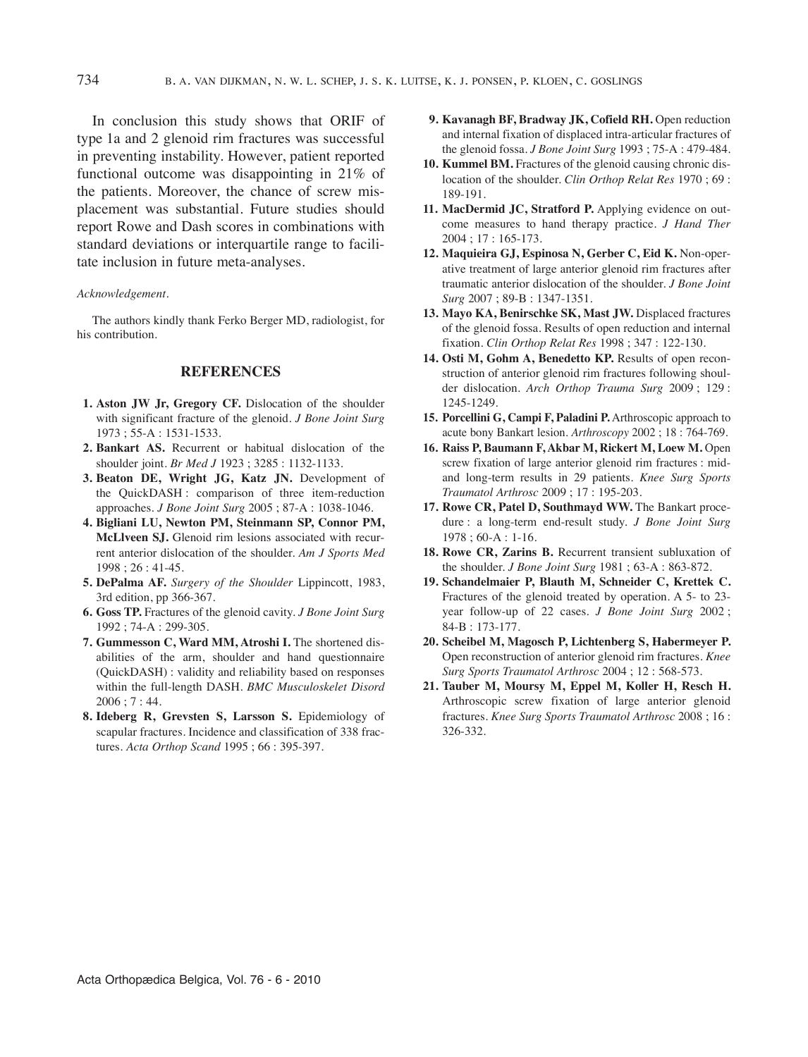In conclusion this study shows that ORIF of type 1a and 2 glenoid rim fractures was successful in preventing instability. However, patient reported functional outcome was disappointing in 21% of the patients. Moreover, the chance of screw misplacement was substantial. Future studies should report Rowe and Dash scores in combinations with standard deviations or interquartile range to facilitate inclusion in future meta-analyses.

*Acknowledgement.*

The authors kindly thank Ferko Berger MD, radiologist, for his contribution.

## REFERENCES

1. **Aston JW Jr, Gregory CF.** Dislocation of the shoulder with significant fracture of the glenoid. *J Bone Joint Surg* 1973 ; 55-A : 1531-1533.
2. **Bankart AS.** Recurrent or habitual dislocation of the shoulder joint. *Br Med J* 1923 ; 3285 : 1132-1133.
3. **Beaton DE, Wright JG, Katz JN.** Development of the QuickDASH : comparison of three item-reduction approaches. *J Bone Joint Surg* 2005 ; 87-A : 1038-1046.
4. **Bigliani LU, Newton PM, Steinmann SP, Connor PM, McLlveen SJ.** Glenoid rim lesions associated with recurrent anterior dislocation of the shoulder. *Am J Sports Med* 1998 ; 26 : 41-45.
5. **DePalma AF.** *Surgery of the Shoulder* Lippincott, 1983, 3rd edition, pp 366-367.
6. **Goss TP.** Fractures of the glenoid cavity. *J Bone Joint Surg* 1992 ; 74-A : 299-305.
7. **Gummesson C, Ward MM, Atroshi I.** The shortened disabilities of the arm, shoulder and hand questionnaire (QuickDASH) : validity and reliability based on responses within the full-length DASH. *BMC Musculoskelet Disord* 2006 ; 7 : 44.
8. **Ideberg R, Grevsten S, Larsson S.** Epidemiology of scapular fractures. Incidence and classification of 338 fractures. *Acta Orthop Scand* 1995 ; 66 : 395-397.
9. **Kavanagh BF, Bradway JK, Cofield RH.** Open reduction and internal fixation of displaced intra-articular fractures of the glenoid fossa. *J Bone Joint Surg* 1993 ; 75-A : 479-484.
10. **Kummel BM.** Fractures of the glenoid causing chronic dislocation of the shoulder. *Clin Orthop Relat Res* 1970 ; 69 : 189-191.
11. **MacDermid JC, Stratford P.** Applying evidence on outcome measures to hand therapy practice. *J Hand Ther* 2004 ; 17 : 165-173.
12. **Maquieira GJ, Espinosa N, Gerber C, Eid K.** Non-operative treatment of large anterior glenoid rim fractures after traumatic anterior dislocation of the shoulder. *J Bone Joint Surg* 2007 ; 89-B : 1347-1351.
13. **Mayo KA, Benirschke SK, Mast JW.** Displaced fractures of the glenoid fossa. Results of open reduction and internal fixation. *Clin Orthop Relat Res* 1998 ; 347 : 122-130.
14. **Osti M, Gohm A, Benedetto KP.** Results of open reconstruction of anterior glenoid rim fractures following shoulder dislocation. *Arch Orthop Trauma Surg* 2009 ; 129 : 1245-1249.
15. **Porcellini G, Campi F, Paladini P.** Arthroscopic approach to acute bony Bankart lesion. *Arthroscopy* 2002 ; 18 : 764-769.
16. **Raiss P, Baumann F, Akbar M, Rickert M, Loew M.** Open screw fixation of large anterior glenoid rim fractures : mid- and long-term results in 29 patients. *Knee Surg Sports Traumatol Arthrosc* 2009 ; 17 : 195-203.
17. **Rowe CR, Patel D, Southmayd WW.** The Bankart procedure : a long-term end-result study. *J Bone Joint Surg* 1978 ; 60-A : 1-16.
18. **Rowe CR, Zarins B.** Recurrent transient subluxation of the shoulder. *J Bone Joint Surg* 1981 ; 63-A : 863-872.
19. **Schandelmaier P, Blauth M, Schneider C, Krettek C.** Fractures of the glenoid treated by operation. A 5- to 23-year follow-up of 22 cases. *J Bone Joint Surg* 2002 ; 84-B : 173-177.
20. **Scheibel M, Magosch P, Lichtenberg S, Habermeyer P.** Open reconstruction of anterior glenoid rim fractures. *Knee Surg Sports Traumatol Arthrosc* 2004 ; 12 : 568-573.
21. **Tauber M, Moursy M, Eppel M, Koller H, Resch H.** Arthroscopic screw fixation of large anterior glenoid fractures. *Knee Surg Sports Traumatol Arthrosc* 2008 ; 16 : 326-332.